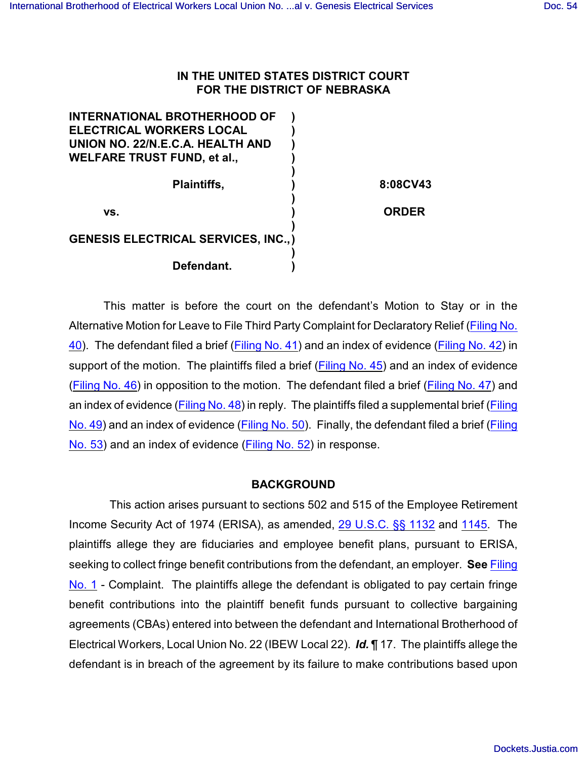**IN THE UNITED STATES DISTRICT COURT**
**FOR THE DISTRICT OF NEBRASKA**

| | | |
|---|---|---|
| **INTERNATIONAL BROTHERHOOD OF ELECTRICAL WORKERS LOCAL UNION NO. 22/N.E.C.A. HEALTH AND WELFARE TRUST FUND, et al.,** | ) | |
| **Plaintiffs,** | ) | **8:08CV43** |
| **vs.** | ) | **ORDER** |
| **GENESIS ELECTRICAL SERVICES, INC.,** | ) | |
| **Defendant.** | ) | |

This matter is before the court on the defendant's Motion to Stay or in the Alternative Motion for Leave to File Third Party Complaint for Declaratory Relief (Filing No. 40). The defendant filed a brief (Filing No. 41) and an index of evidence (Filing No. 42) in support of the motion. The plaintiffs filed a brief (Filing No. 45) and an index of evidence (Filing No. 46) in opposition to the motion. The defendant filed a brief (Filing No. 47) and an index of evidence (Filing No. 48) in reply. The plaintiffs filed a supplemental brief (Filing No. 49) and an index of evidence (Filing No. 50). Finally, the defendant filed a brief (Filing No. 53) and an index of evidence (Filing No. 52) in response.

## BACKGROUND

This action arises pursuant to sections 502 and 515 of the Employee Retirement Income Security Act of 1974 (ERISA), as amended, 29 U.S.C. §§ 1132 and 1145. The plaintiffs allege they are fiduciaries and employee benefit plans, pursuant to ERISA, seeking to collect fringe benefit contributions from the defendant, an employer. **See** Filing No. 1 - Complaint. The plaintiffs allege the defendant is obligated to pay certain fringe benefit contributions into the plaintiff benefit funds pursuant to collective bargaining agreements (CBAs) entered into between the defendant and International Brotherhood of Electrical Workers, Local Union No. 22 (IBEW Local 22). ***Id.*** ¶ 17. The plaintiffs allege the defendant is in breach of the agreement by its failure to make contributions based upon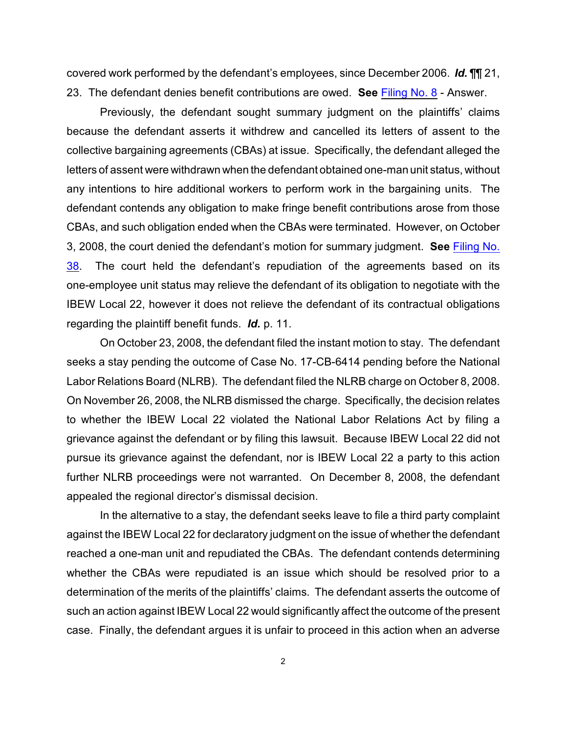covered work performed by the defendant's employees, since December 2006. ***Id.*** ¶¶ 21, 23. The defendant denies benefit contributions are owed. **See** Filing No. 8 - Answer.

Previously, the defendant sought summary judgment on the plaintiffs' claims because the defendant asserts it withdrew and cancelled its letters of assent to the collective bargaining agreements (CBAs) at issue. Specifically, the defendant alleged the letters of assent were withdrawn when the defendant obtained one-man unit status, without any intentions to hire additional workers to perform work in the bargaining units. The defendant contends any obligation to make fringe benefit contributions arose from those CBAs, and such obligation ended when the CBAs were terminated. However, on October 3, 2008, the court denied the defendant's motion for summary judgment. **See** Filing No. 38. The court held the defendant's repudiation of the agreements based on its one-employee unit status may relieve the defendant of its obligation to negotiate with the IBEW Local 22, however it does not relieve the defendant of its contractual obligations regarding the plaintiff benefit funds. ***Id.*** p. 11.

On October 23, 2008, the defendant filed the instant motion to stay. The defendant seeks a stay pending the outcome of Case No. 17-CB-6414 pending before the National Labor Relations Board (NLRB). The defendant filed the NLRB charge on October 8, 2008. On November 26, 2008, the NLRB dismissed the charge. Specifically, the decision relates to whether the IBEW Local 22 violated the National Labor Relations Act by filing a grievance against the defendant or by filing this lawsuit. Because IBEW Local 22 did not pursue its grievance against the defendant, nor is IBEW Local 22 a party to this action further NLRB proceedings were not warranted. On December 8, 2008, the defendant appealed the regional director's dismissal decision.

In the alternative to a stay, the defendant seeks leave to file a third party complaint against the IBEW Local 22 for declaratory judgment on the issue of whether the defendant reached a one-man unit and repudiated the CBAs. The defendant contends determining whether the CBAs were repudiated is an issue which should be resolved prior to a determination of the merits of the plaintiffs' claims. The defendant asserts the outcome of such an action against IBEW Local 22 would significantly affect the outcome of the present case. Finally, the defendant argues it is unfair to proceed in this action when an adverse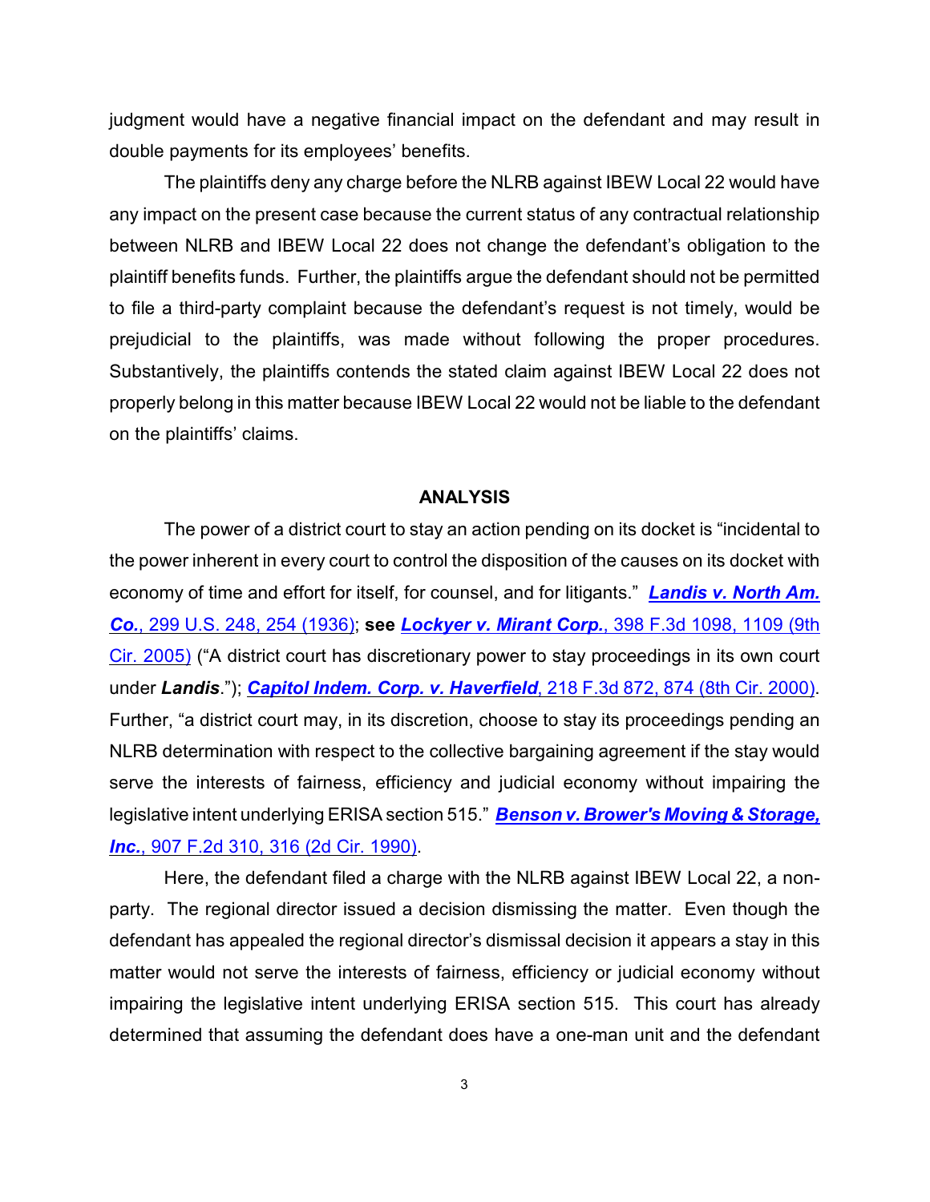judgment would have a negative financial impact on the defendant and may result in double payments for its employees' benefits.

The plaintiffs deny any charge before the NLRB against IBEW Local 22 would have any impact on the present case because the current status of any contractual relationship between NLRB and IBEW Local 22 does not change the defendant's obligation to the plaintiff benefits funds. Further, the plaintiffs argue the defendant should not be permitted to file a third-party complaint because the defendant's request is not timely, would be prejudicial to the plaintiffs, was made without following the proper procedures. Substantively, the plaintiffs contends the stated claim against IBEW Local 22 does not properly belong in this matter because IBEW Local 22 would not be liable to the defendant on the plaintiffs' claims.

## ANALYSIS

The power of a district court to stay an action pending on its docket is "incidental to the power inherent in every court to control the disposition of the causes on its docket with economy of time and effort for itself, for counsel, and for litigants." ***Landis v. North Am. Co.***, 299 U.S. 248, 254 (1936); **see** ***Lockyer v. Mirant Corp.***, 398 F.3d 1098, 1109 (9th Cir. 2005) ("A district court has discretionary power to stay proceedings in its own court under ***Landis***."); ***Capitol Indem. Corp. v. Haverfield***, 218 F.3d 872, 874 (8th Cir. 2000). Further, "a district court may, in its discretion, choose to stay its proceedings pending an NLRB determination with respect to the collective bargaining agreement if the stay would serve the interests of fairness, efficiency and judicial economy without impairing the legislative intent underlying ERISA section 515." ***Benson v. Brower's Moving & Storage, Inc.***, 907 F.2d 310, 316 (2d Cir. 1990).

Here, the defendant filed a charge with the NLRB against IBEW Local 22, a non-party. The regional director issued a decision dismissing the matter. Even though the defendant has appealed the regional director's dismissal decision it appears a stay in this matter would not serve the interests of fairness, efficiency or judicial economy without impairing the legislative intent underlying ERISA section 515. This court has already determined that assuming the defendant does have a one-man unit and the defendant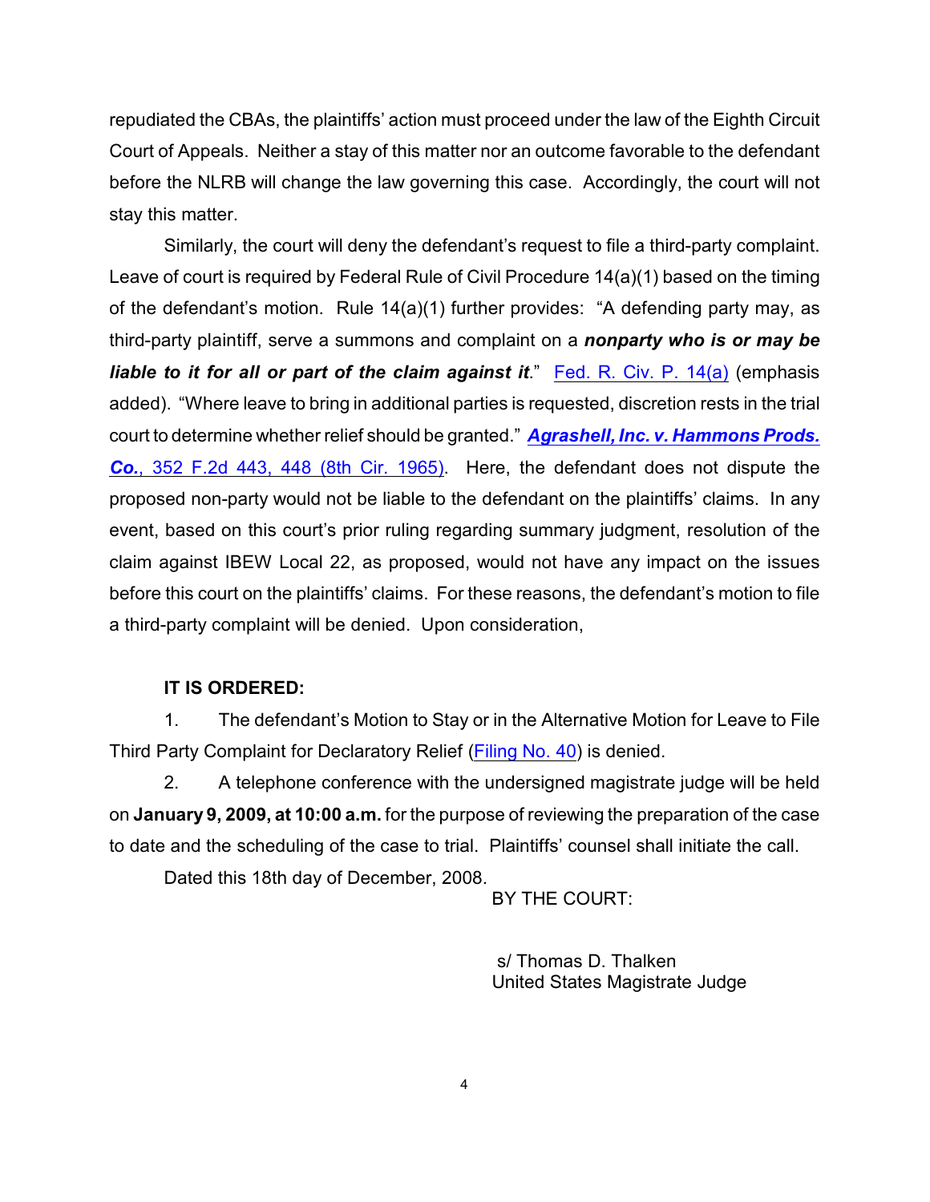repudiated the CBAs, the plaintiffs' action must proceed under the law of the Eighth Circuit Court of Appeals. Neither a stay of this matter nor an outcome favorable to the defendant before the NLRB will change the law governing this case. Accordingly, the court will not stay this matter.

Similarly, the court will deny the defendant's request to file a third-party complaint. Leave of court is required by Federal Rule of Civil Procedure 14(a)(1) based on the timing of the defendant's motion. Rule 14(a)(1) further provides: "A defending party may, as third-party plaintiff, serve a summons and complaint on a ***nonparty who is or may be liable to it for all or part of the claim against it***." Fed. R. Civ. P. 14(a) (emphasis added). "Where leave to bring in additional parties is requested, discretion rests in the trial court to determine whether relief should be granted." ***Agrashell, Inc. v. Hammons Prods. Co.***, 352 F.2d 443, 448 (8th Cir. 1965). Here, the defendant does not dispute the proposed non-party would not be liable to the defendant on the plaintiffs' claims. In any event, based on this court's prior ruling regarding summary judgment, resolution of the claim against IBEW Local 22, as proposed, would not have any impact on the issues before this court on the plaintiffs' claims. For these reasons, the defendant's motion to file a third-party complaint will be denied. Upon consideration,

**IT IS ORDERED:**

1. The defendant's Motion to Stay or in the Alternative Motion for Leave to File Third Party Complaint for Declaratory Relief (Filing No. 40) is denied.

2. A telephone conference with the undersigned magistrate judge will be held on **January 9, 2009, at 10:00 a.m.** for the purpose of reviewing the preparation of the case to date and the scheduling of the case to trial. Plaintiffs' counsel shall initiate the call.

Dated this 18th day of December, 2008.

BY THE COURT:

s/ Thomas D. Thalken
United States Magistrate Judge